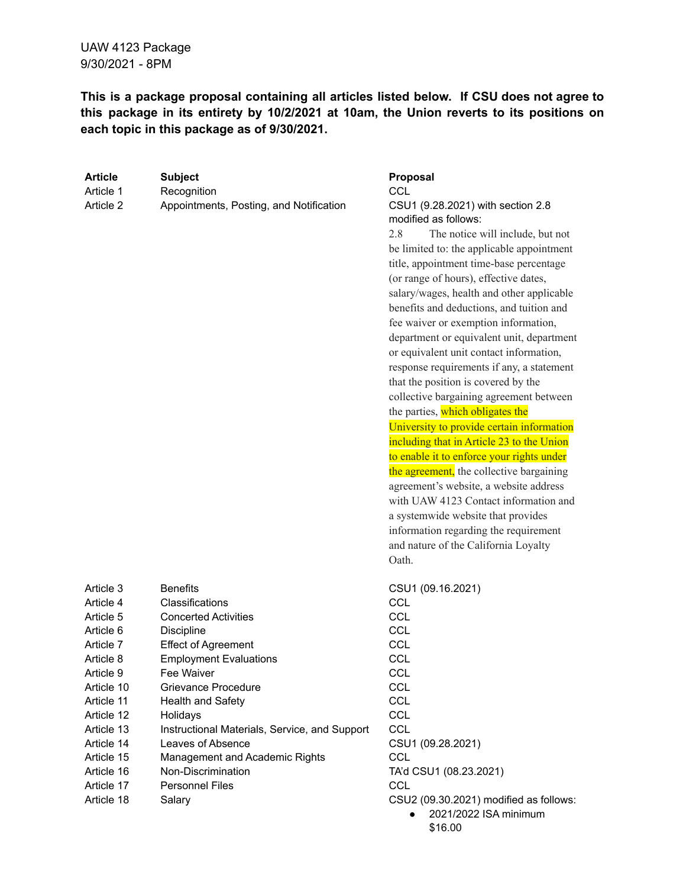UAW 4123 Package
9/30/2021 - 8PM

**This is a package proposal containing all articles listed below. If CSU does not agree to this package in its entirety by 10/2/2021 at 10am, the Union reverts to its positions on each topic in this package as of 9/30/2021.**

| Article | Subject | Proposal |
| --- | --- | --- |
| Article 1 | Recognition | CCL |
| Article 2 | Appointments, Posting, and Notification | CSU1 (9.28.2021) with section 2.8 modified as follows: 2.8 The notice will include, but not be limited to: the applicable appointment title, appointment time-base percentage (or range of hours), effective dates, salary/wages, health and other applicable benefits and deductions, and tuition and fee waiver or exemption information, department or equivalent unit, department or equivalent unit contact information, response requirements if any, a statement that the position is covered by the collective bargaining agreement between the parties, which obligates the University to provide certain information including that in Article 23 to the Union to enable it to enforce your rights under the agreement, the collective bargaining agreement's website, a website address with UAW 4123 Contact information and a systemwide website that provides information regarding the requirement and nature of the California Loyalty Oath. |
| Article 3 | Benefits | CSU1 (09.16.2021) |
| Article 4 | Classifications | CCL |
| Article 5 | Concerted Activities | CCL |
| Article 6 | Discipline | CCL |
| Article 7 | Effect of Agreement | CCL |
| Article 8 | Employment Evaluations | CCL |
| Article 9 | Fee Waiver | CCL |
| Article 10 | Grievance Procedure | CCL |
| Article 11 | Health and Safety | CCL |
| Article 12 | Holidays | CCL |
| Article 13 | Instructional Materials, Service, and Support | CCL |
| Article 14 | Leaves of Absence | CSU1 (09.28.2021) |
| Article 15 | Management and Academic Rights | CCL |
| Article 16 | Non-Discrimination | TA'd CSU1 (08.23.2021) |
| Article 17 | Personnel Files | CCL |
| Article 18 | Salary | CSU2 (09.30.2021) modified as follows:<br>• 2021/2022 ISA minimum $16.00 |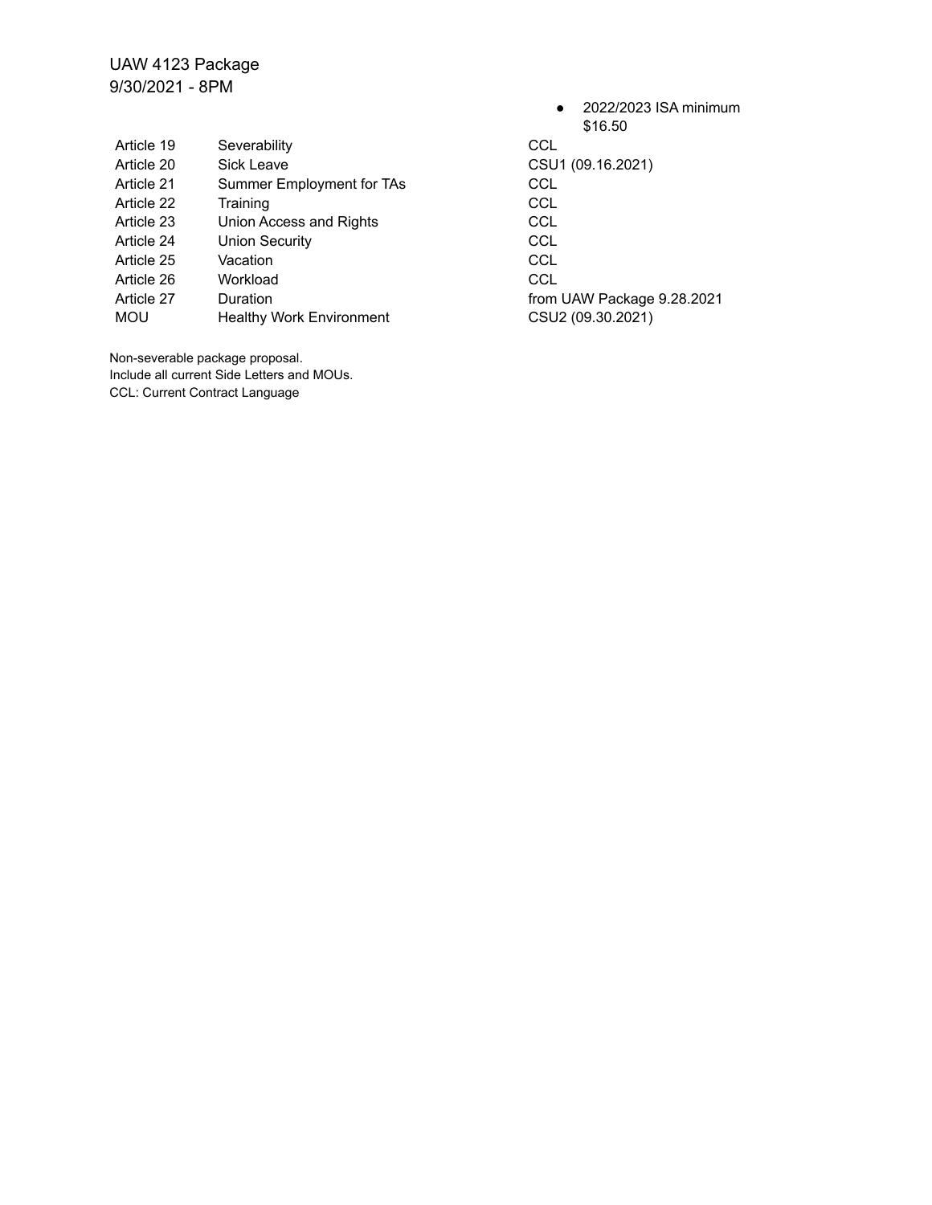UAW 4123 Package
9/30/2021 - 8PM

- 2022/2023 ISA minimum $16.50

| | | |
|---|---|---|
| Article 19 | Severability | CCL |
| Article 20 | Sick Leave | CSU1 (09.16.2021) |
| Article 21 | Summer Employment for TAs | CCL |
| Article 22 | Training | CCL |
| Article 23 | Union Access and Rights | CCL |
| Article 24 | Union Security | CCL |
| Article 25 | Vacation | CCL |
| Article 26 | Workload | CCL |
| Article 27 | Duration | from UAW Package 9.28.2021 |
| MOU | Healthy Work Environment | CSU2 (09.30.2021) |

Non-severable package proposal.
Include all current Side Letters and MOUs.
CCL: Current Contract Language